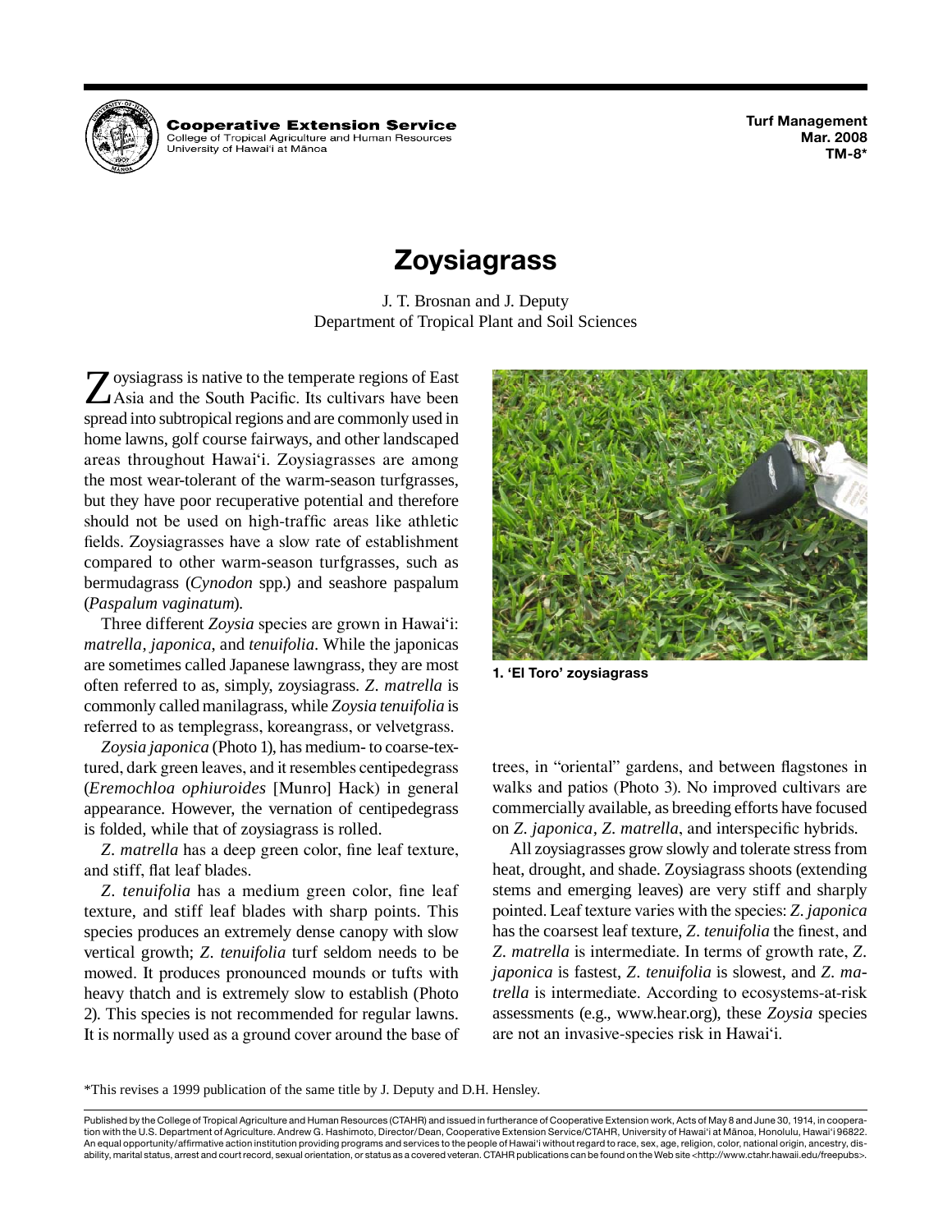# Zoysiagrass

J. T. Brosnan and J. Deputy
Department of Tropical Plant and Soil Sciences

Zoysiagrass is native to the temperate regions of East Asia and the South Pacific. Its cultivars have been spread into subtropical regions and are commonly used in home lawns, golf course fairways, and other landscaped areas throughout Hawai'i. Zoysiagrasses are among the most wear-tolerant of the warm-season turfgrasses, but they have poor recuperative potential and therefore should not be used on high-traffic areas like athletic fields. Zoysiagrasses have a slow rate of establishment compared to other warm-season turfgrasses, such as bermudagrass (*Cynodon* spp.) and seashore paspalum (*Paspalum vaginatum*).

Three different *Zoysia* species are grown in Hawai'i: *matrella*, *japonica*, and *tenuifolia*. While the japonicas are sometimes called Japanese lawngrass, they are most often referred to as, simply, zoysiagrass. *Z. matrella* is commonly called manilagrass, while *Zoysia tenuifolia* is referred to as templegrass, koreangrass, or velvetgrass.

*Zoysia japonica* (Photo 1), has medium- to coarse-textured, dark green leaves, and it resembles centipedegrass (*Eremochloa ophiuroides* [Munro] Hack) in general appearance. However, the vernation of centipedegrass is folded, while that of zoysiagrass is rolled.

*Z. matrella* has a deep green color, fine leaf texture, and stiff, flat leaf blades.

*Z. tenuifolia* has a medium green color, fine leaf texture, and stiff leaf blades with sharp points. This species produces an extremely dense canopy with slow vertical growth; *Z. tenuifolia* turf seldom needs to be mowed. It produces pronounced mounds or tufts with heavy thatch and is extremely slow to establish (Photo 2). This species is not recommended for regular lawns. It is normally used as a ground cover around the base of trees, in "oriental" gardens, and between flagstones in walks and patios (Photo 3). No improved cultivars are commercially available, as breeding efforts have focused on *Z. japonica*, *Z. matrella*, and interspecific hybrids.

**1. 'El Toro' zoysiagrass**

All zoysiagrasses grow slowly and tolerate stress from heat, drought, and shade. Zoysiagrass shoots (extending stems and emerging leaves) are very stiff and sharply pointed. Leaf texture varies with the species: *Z. japonica* has the coarsest leaf texture, *Z. tenuifolia* the finest, and *Z. matrella* is intermediate. In terms of growth rate, *Z. japonica* is fastest, *Z. tenuifolia* is slowest, and *Z. matrella* is intermediate. According to ecosystems-at-risk assessments (e.g., www.hear.org), these *Zoysia* species are not an invasive-species risk in Hawai'i.

*This revises a 1999 publication of the same title by J. Deputy and D.H. Hensley.

Published by the College of Tropical Agriculture and Human Resources (CTAHR) and issued in furtherance of Cooperative Extension work, Acts of May 8 and June 30, 1914, in cooperation with the U.S. Department of Agriculture. Andrew G. Hashimoto, Director/Dean, Cooperative Extension Service/CTAHR, University of Hawai'i at Mānoa, Honolulu, Hawai'i 96822. An equal opportunity/affirmative action institution providing programs and services to the people of Hawai'i without regard to race, sex, age, religion, color, national origin, ancestry, disability, marital status, arrest and court record, sexual orientation, or status as a covered veteran. CTAHR publications can be found on the Web site <http://www.ctahr.hawaii.edu/freepubs>.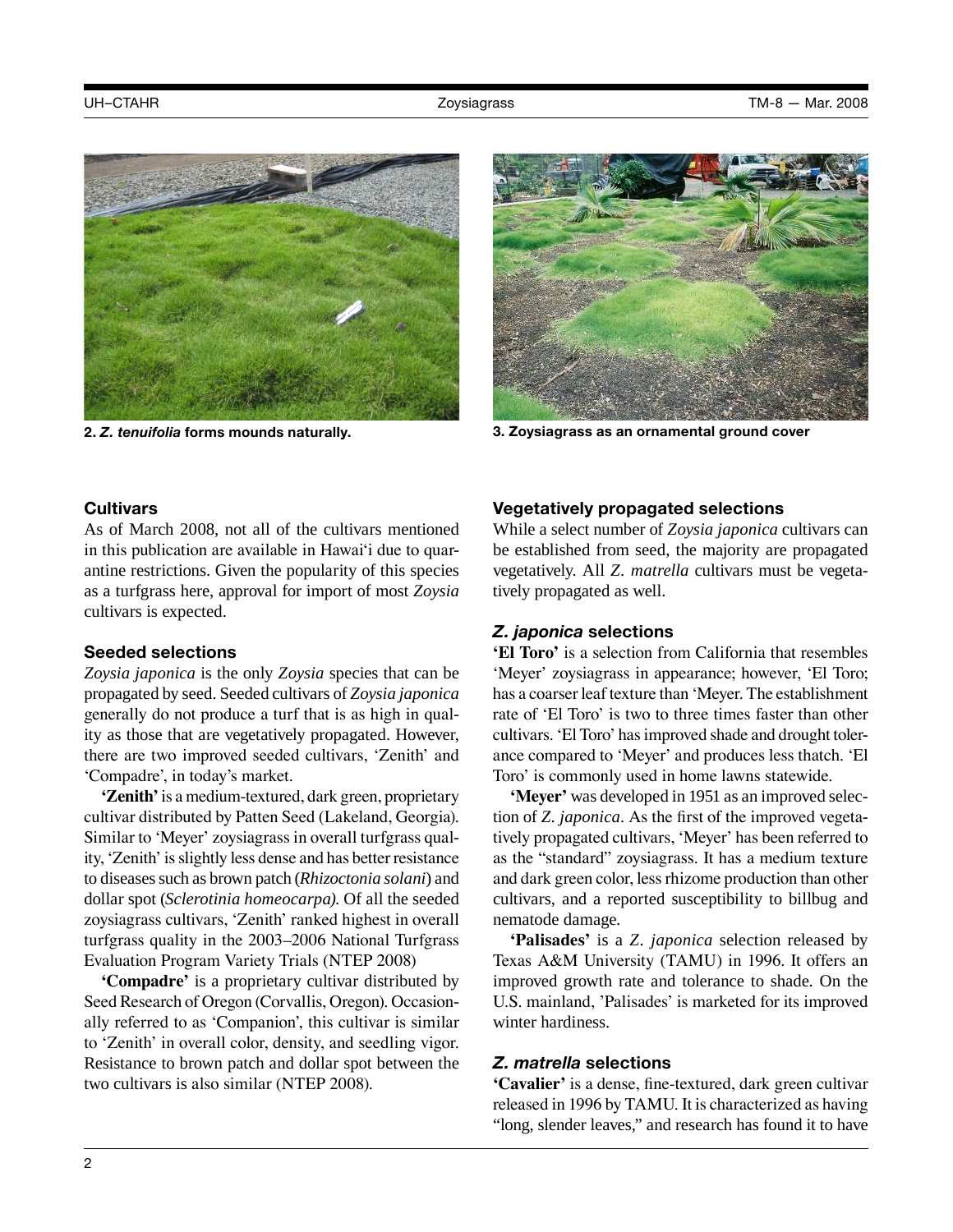2. ***Z. tenuifolia*** **forms mounds naturally.**

3. **Zoysiagrass as an ornamental ground cover**

### Cultivars

As of March 2008, not all of the cultivars mentioned in this publication are available in Hawai'i due to quarantine restrictions. Given the popularity of this species as a turfgrass here, approval for import of most *Zoysia* cultivars is expected.

### Seeded selections

*Zoysia japonica* is the only *Zoysia* species that can be propagated by seed. Seeded cultivars of *Zoysia japonica* generally do not produce a turf that is as high in quality as those that are vegetatively propagated. However, there are two improved seeded cultivars, 'Zenith' and 'Compadre', in today's market.

**'Zenith'** is a medium-textured, dark green, proprietary cultivar distributed by Patten Seed (Lakeland, Georgia). Similar to 'Meyer' zoysiagrass in overall turfgrass quality, 'Zenith' is slightly less dense and has better resistance to diseases such as brown patch (*Rhizoctonia solani*) and dollar spot (*Sclerotinia homeocarpa).* Of all the seeded zoysiagrass cultivars, 'Zenith' ranked highest in overall turfgrass quality in the 2003–2006 National Turfgrass Evaluation Program Variety Trials (NTEP 2008)

**'Compadre'** is a proprietary cultivar distributed by Seed Research of Oregon (Corvallis, Oregon). Occasionally referred to as 'Companion', this cultivar is similar to 'Zenith' in overall color, density, and seedling vigor. Resistance to brown patch and dollar spot between the two cultivars is also similar (NTEP 2008).

### Vegetatively propagated selections

While a select number of *Zoysia japonica* cultivars can be established from seed, the majority are propagated vegetatively. All *Z. matrella* cultivars must be vegetatively propagated as well.

### *Z. japonica* selections

**'El Toro'** is a selection from California that resembles 'Meyer' zoysiagrass in appearance; however, 'El Toro; has a coarser leaf texture than 'Meyer. The establishment rate of 'El Toro' is two to three times faster than other cultivars. 'El Toro' has improved shade and drought tolerance compared to 'Meyer' and produces less thatch. 'El Toro' is commonly used in home lawns statewide.

**'Meyer'** was developed in 1951 as an improved selection of *Z. japonica*. As the first of the improved vegetatively propagated cultivars, 'Meyer' has been referred to as the "standard" zoysiagrass. It has a medium texture and dark green color, less rhizome production than other cultivars, and a reported susceptibility to billbug and nematode damage.

**'Palisades'** is a *Z. japonica* selection released by Texas A&M University (TAMU) in 1996. It offers an improved growth rate and tolerance to shade. On the U.S. mainland, 'Palisades' is marketed for its improved winter hardiness.

### *Z. matrella* selections

**'Cavalier'** is a dense, fine-textured, dark green cultivar released in 1996 by TAMU. It is characterized as having "long, slender leaves," and research has found it to have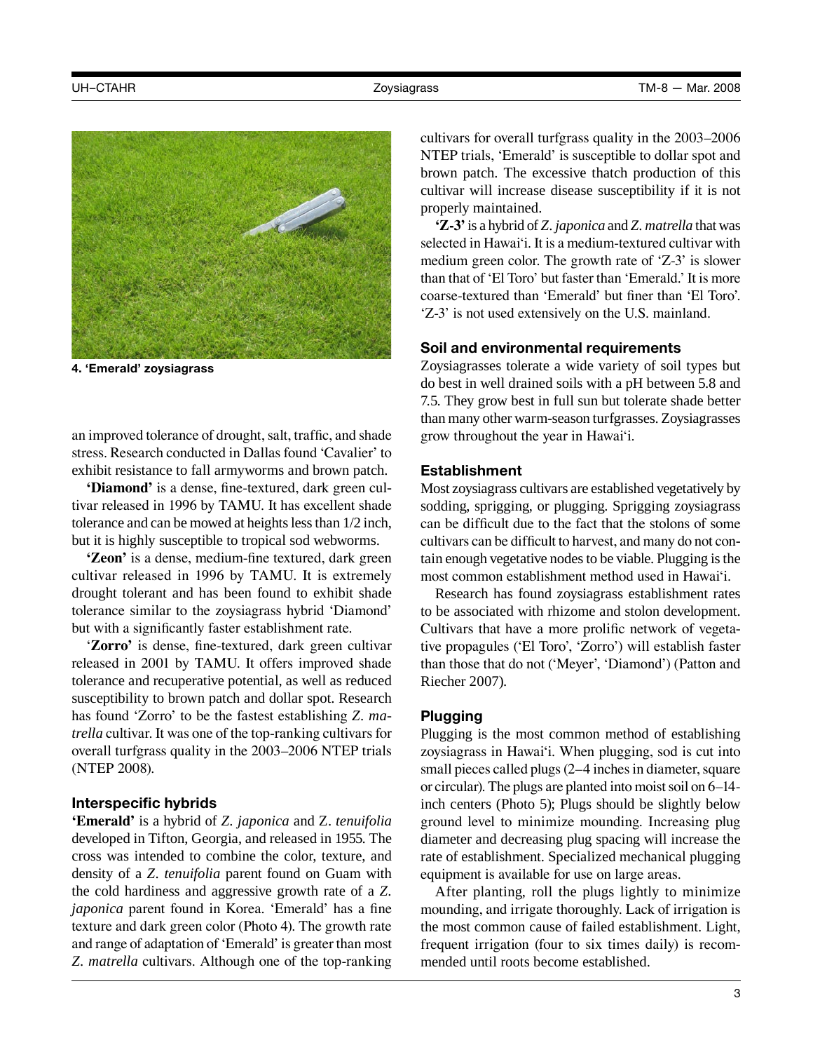4. 'Emerald' zoysiagrass

an improved tolerance of drought, salt, traffic, and shade stress. Research conducted in Dallas found 'Cavalier' to exhibit resistance to fall armyworms and brown patch.

**'Diamond'** is a dense, fine-textured, dark green cultivar released in 1996 by TAMU. It has excellent shade tolerance and can be mowed at heights less than 1/2 inch, but it is highly susceptible to tropical sod webworms.

**'Zeon'** is a dense, medium-fine textured, dark green cultivar released in 1996 by TAMU. It is extremely drought tolerant and has been found to exhibit shade tolerance similar to the zoysiagrass hybrid 'Diamond' but with a significantly faster establishment rate.

'**Zorro'** is dense, fine-textured, dark green cultivar released in 2001 by TAMU. It offers improved shade tolerance and recuperative potential, as well as reduced susceptibility to brown patch and dollar spot. Research has found 'Zorro' to be the fastest establishing *Z. matrella* cultivar. It was one of the top-ranking cultivars for overall turfgrass quality in the 2003–2006 NTEP trials (NTEP 2008).

### Interspecific hybrids

**'Emerald'** is a hybrid of *Z. japonica* and Z. *tenuifolia* developed in Tifton, Georgia, and released in 1955. The cross was intended to combine the color, texture, and density of a *Z. tenuifolia* parent found on Guam with the cold hardiness and aggressive growth rate of a *Z. japonica* parent found in Korea. 'Emerald' has a fine texture and dark green color (Photo 4). The growth rate and range of adaptation of 'Emerald' is greater than most *Z. matrella* cultivars. Although one of the top-ranking cultivars for overall turfgrass quality in the 2003–2006 NTEP trials, 'Emerald' is susceptible to dollar spot and brown patch. The excessive thatch production of this cultivar will increase disease susceptibility if it is not properly maintained.

**'Z-3'** is a hybrid of *Z. japonica* and *Z. matrella* that was selected in Hawai'i. It is a medium-textured cultivar with medium green color. The growth rate of 'Z-3' is slower than that of 'El Toro' but faster than 'Emerald.' It is more coarse-textured than 'Emerald' but finer than 'El Toro'. 'Z-3' is not used extensively on the U.S. mainland.

## Soil and environmental requirements

Zoysiagrasses tolerate a wide variety of soil types but do best in well drained soils with a pH between 5.8 and 7.5. They grow best in full sun but tolerate shade better than many other warm-season turfgrasses. Zoysiagrasses grow throughout the year in Hawai'i.

## Establishment

Most zoysiagrass cultivars are established vegetatively by sodding, sprigging, or plugging. Sprigging zoysiagrass can be difficult due to the fact that the stolons of some cultivars can be difficult to harvest, and many do not contain enough vegetative nodes to be viable. Plugging is the most common establishment method used in Hawai'i.

Research has found zoysiagrass establishment rates to be associated with rhizome and stolon development. Cultivars that have a more prolific network of vegetative propagules ('El Toro', 'Zorro') will establish faster than those that do not ('Meyer', 'Diamond') (Patton and Riecher 2007).

### Plugging

Plugging is the most common method of establishing zoysiagrass in Hawai'i. When plugging, sod is cut into small pieces called plugs (2–4 inches in diameter, square or circular). The plugs are planted into moist soil on 6–14-inch centers (Photo 5); Plugs should be slightly below ground level to minimize mounding. Increasing plug diameter and decreasing plug spacing will increase the rate of establishment. Specialized mechanical plugging equipment is available for use on large areas.

After planting, roll the plugs lightly to minimize mounding, and irrigate thoroughly. Lack of irrigation is the most common cause of failed establishment. Light, frequent irrigation (four to six times daily) is recommended until roots become established.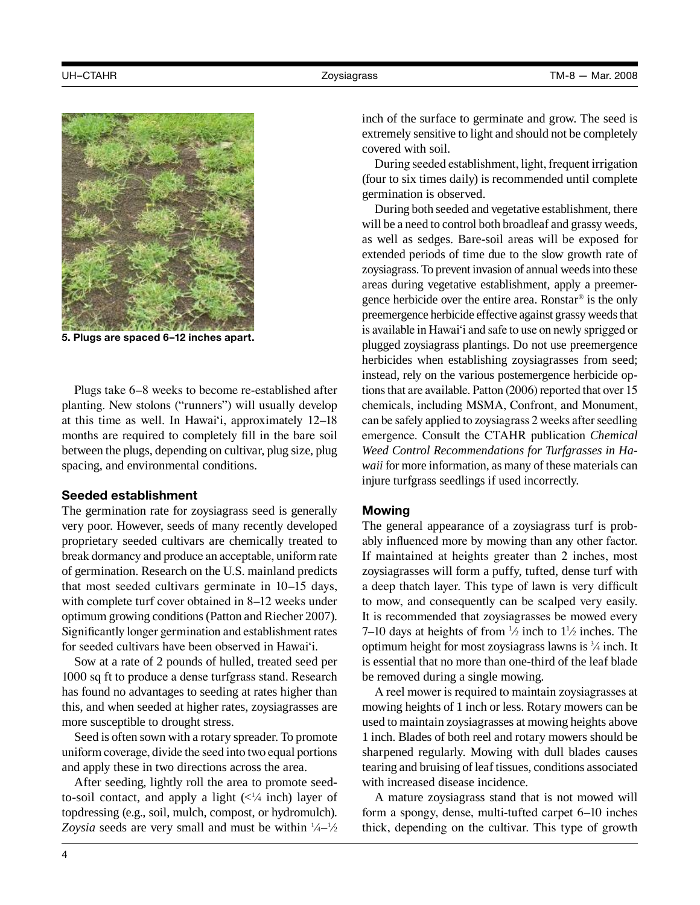5. Plugs are spaced 6–12 inches apart.

Plugs take 6–8 weeks to become re-established after planting. New stolons (“runners”) will usually develop at this time as well. In Hawai‘i, approximately 12–18 months are required to completely fill in the bare soil between the plugs, depending on cultivar, plug size, plug spacing, and environmental conditions.

### Seeded establishment

The germination rate for zoysiagrass seed is generally very poor. However, seeds of many recently developed proprietary seeded cultivars are chemically treated to break dormancy and produce an acceptable, uniform rate of germination. Research on the U.S. mainland predicts that most seeded cultivars germinate in 10–15 days, with complete turf cover obtained in 8–12 weeks under optimum growing conditions (Patton and Riecher 2007). Significantly longer germination and establishment rates for seeded cultivars have been observed in Hawai‘i.

Sow at a rate of 2 pounds of hulled, treated seed per 1000 sq ft to produce a dense turfgrass stand. Research has found no advantages to seeding at rates higher than this, and when seeded at higher rates, zoysiagrasses are more susceptible to drought stress.

Seed is often sown with a rotary spreader. To promote uniform coverage, divide the seed into two equal portions and apply these in two directions across the area.

After seeding, lightly roll the area to promote seed-to-soil contact, and apply a light (<¼ inch) layer of topdressing (e.g., soil, mulch, compost, or hydromulch). *Zoysia* seeds are very small and must be within ¼–½ inch of the surface to germinate and grow. The seed is extremely sensitive to light and should not be completely covered with soil.

During seeded establishment, light, frequent irrigation (four to six times daily) is recommended until complete germination is observed.

During both seeded and vegetative establishment, there will be a need to control both broadleaf and grassy weeds, as well as sedges. Bare-soil areas will be exposed for extended periods of time due to the slow growth rate of zoysiagrass. To prevent invasion of annual weeds into these areas during vegetative establishment, apply a preemergence herbicide over the entire area. Ronstar® is the only preemergence herbicide effective against grassy weeds that is available in Hawai‘i and safe to use on newly sprigged or plugged zoysiagrass plantings. Do not use preemergence herbicides when establishing zoysiagrasses from seed; instead, rely on the various postemergence herbicide options that are available. Patton (2006) reported that over 15 chemicals, including MSMA, Confront, and Monument, can be safely applied to zoysiagrass 2 weeks after seedling emergence. Consult the CTAHR publication *Chemical Weed Control Recommendations for Turfgrasses in Hawaii* for more information, as many of these materials can injure turfgrass seedlings if used incorrectly.

### Mowing

The general appearance of a zoysiagrass turf is probably influenced more by mowing than any other factor. If maintained at heights greater than 2 inches, most zoysiagrasses will form a puffy, tufted, dense turf with a deep thatch layer. This type of lawn is very difficult to mow, and consequently can be scalped very easily. It is recommended that zoysiagrasses be mowed every 7–10 days at heights of from ½ inch to 1½ inches. The optimum height for most zoysiagrass lawns is ¾ inch. It is essential that no more than one-third of the leaf blade be removed during a single mowing.

A reel mower is required to maintain zoysiagrasses at mowing heights of 1 inch or less. Rotary mowers can be used to maintain zoysiagrasses at mowing heights above 1 inch. Blades of both reel and rotary mowers should be sharpened regularly. Mowing with dull blades causes tearing and bruising of leaf tissues, conditions associated with increased disease incidence.

A mature zoysiagrass stand that is not mowed will form a spongy, dense, multi-tufted carpet 6–10 inches thick, depending on the cultivar. This type of growth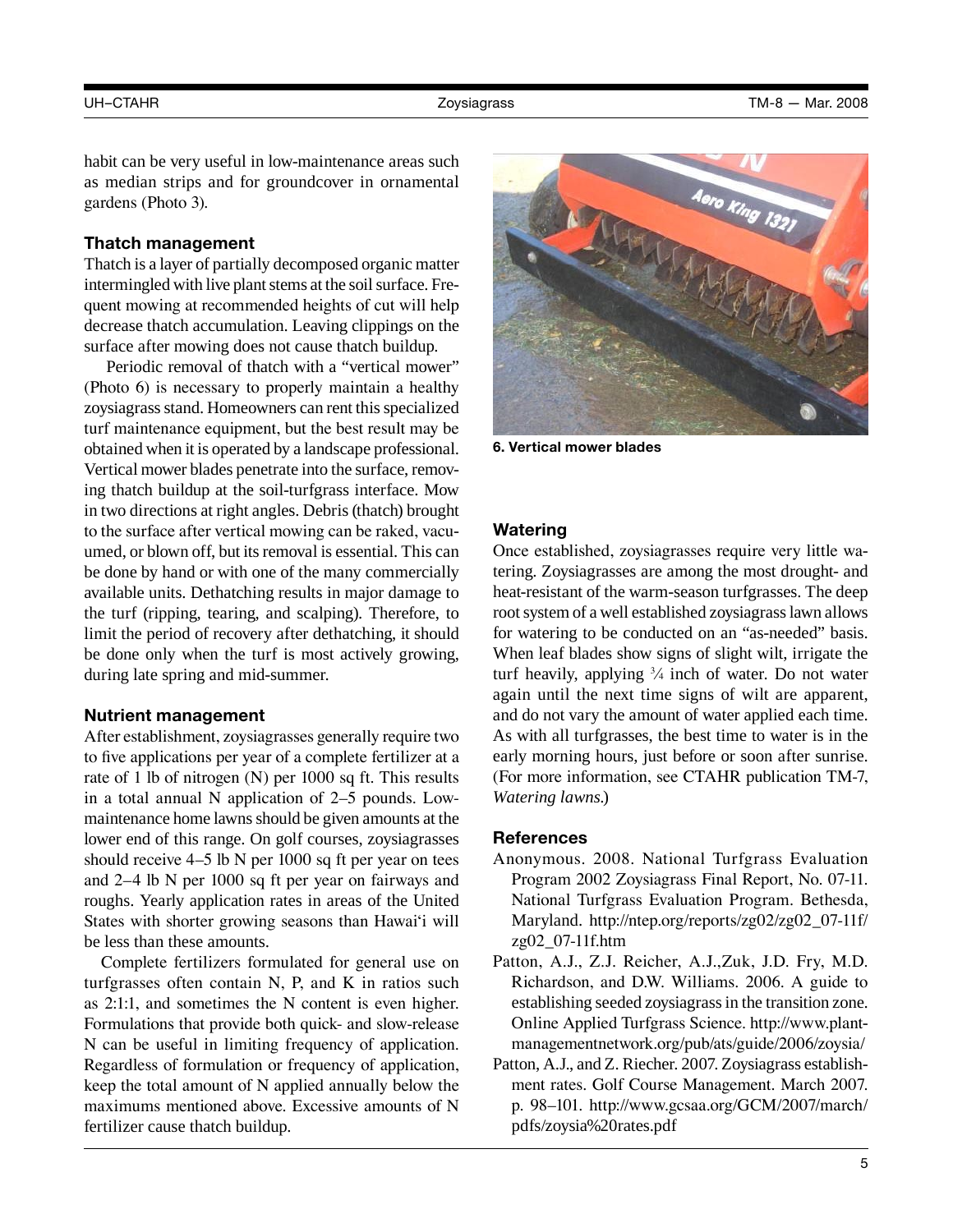habit can be very useful in low-maintenance areas such as median strips and for groundcover in ornamental gardens (Photo 3).

### Thatch management

Thatch is a layer of partially decomposed organic matter intermingled with live plant stems at the soil surface. Frequent mowing at recommended heights of cut will help decrease thatch accumulation. Leaving clippings on the surface after mowing does not cause thatch buildup.

Periodic removal of thatch with a "vertical mower" (Photo 6) is necessary to properly maintain a healthy zoysiagrass stand. Homeowners can rent this specialized turf maintenance equipment, but the best result may be obtained when it is operated by a landscape professional. Vertical mower blades penetrate into the surface, removing thatch buildup at the soil-turfgrass interface. Mow in two directions at right angles. Debris (thatch) brought to the surface after vertical mowing can be raked, vacuumed, or blown off, but its removal is essential. This can be done by hand or with one of the many commercially available units. Dethatching results in major damage to the turf (ripping, tearing, and scalping). Therefore, to limit the period of recovery after dethatching, it should be done only when the turf is most actively growing, during late spring and mid-summer.

**6. Vertical mower blades**

### Nutrient management

After establishment, zoysiagrasses generally require two to five applications per year of a complete fertilizer at a rate of 1 lb of nitrogen (N) per 1000 sq ft. This results in a total annual N application of 2–5 pounds. Low-maintenance home lawns should be given amounts at the lower end of this range. On golf courses, zoysiagrasses should receive 4–5 lb N per 1000 sq ft per year on tees and 2–4 lb N per 1000 sq ft per year on fairways and roughs. Yearly application rates in areas of the United States with shorter growing seasons than Hawai'i will be less than these amounts.

Complete fertilizers formulated for general use on turfgrasses often contain N, P, and K in ratios such as 2:1:1, and sometimes the N content is even higher. Formulations that provide both quick- and slow-release N can be useful in limiting frequency of application. Regardless of formulation or frequency of application, keep the total amount of N applied annually below the maximums mentioned above. Excessive amounts of N fertilizer cause thatch buildup.

### Watering

Once established, zoysiagrasses require very little watering. Zoysiagrasses are among the most drought- and heat-resistant of the warm-season turfgrasses. The deep root system of a well established zoysiagrass lawn allows for watering to be conducted on an "as-needed" basis. When leaf blades show signs of slight wilt, irrigate the turf heavily, applying ¾ inch of water. Do not water again until the next time signs of wilt are apparent, and do not vary the amount of water applied each time. As with all turfgrasses, the best time to water is in the early morning hours, just before or soon after sunrise. (For more information, see CTAHR publication TM-7, *Watering lawns*.)

### References

Anonymous. 2008. National Turfgrass Evaluation Program 2002 Zoysiagrass Final Report, No. 07-11. National Turfgrass Evaluation Program. Bethesda, Maryland. http://ntep.org/reports/zg02/zg02_07-11f/zg02_07-11f.htm

Patton, A.J., Z.J. Reicher, A.J.,Zuk, J.D. Fry, M.D. Richardson, and D.W. Williams. 2006. A guide to establishing seeded zoysiagrass in the transition zone. Online Applied Turfgrass Science. http://www.plantmanagementnetwork.org/pub/ats/guide/2006/zoysia/

Patton, A.J., and Z. Riecher. 2007. Zoysiagrass establishment rates. Golf Course Management. March 2007. p. 98–101. http://www.gcsaa.org/GCM/2007/march/pdfs/zoysia%20rates.pdf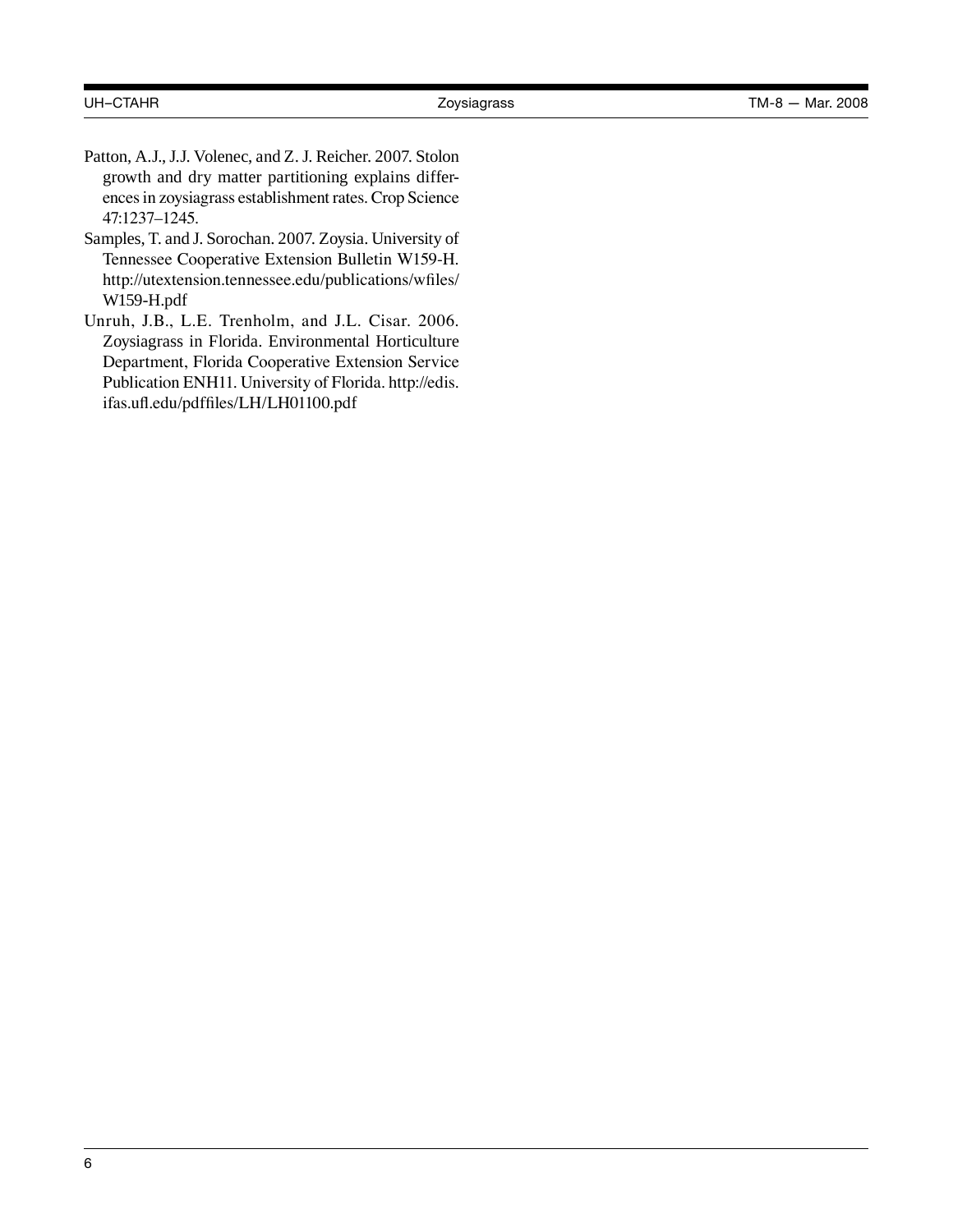Patton, A.J., J.J. Volenec, and Z. J. Reicher. 2007. Stolon growth and dry matter partitioning explains differences in zoysiagrass establishment rates. Crop Science 47:1237–1245.

Samples, T. and J. Sorochan. 2007. Zoysia. University of Tennessee Cooperative Extension Bulletin W159-H. http://utextension.tennessee.edu/publications/wfiles/W159-H.pdf

Unruh, J.B., L.E. Trenholm, and J.L. Cisar. 2006. Zoysiagrass in Florida. Environmental Horticulture Department, Florida Cooperative Extension Service Publication ENH11. University of Florida. http://edis.ifas.ufl.edu/pdffiles/LH/LH01100.pdf